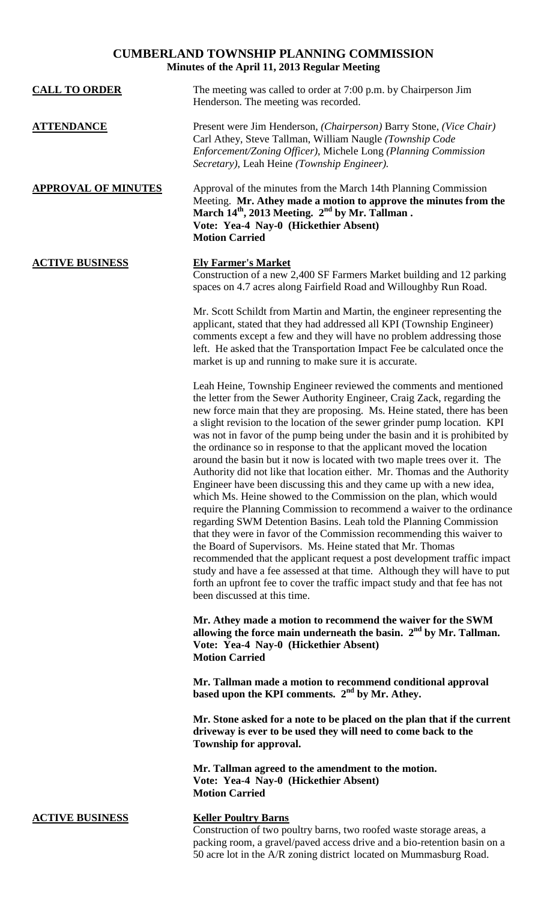# CUMBERLAND TOWNSHIP PLANNING COMMISSION
## Minutes of the April 11, 2013 Regular Meeting

**CALL TO ORDER**

The meeting was called to order at 7:00 p.m. by Chairperson Jim Henderson. The meeting was recorded.

**ATTENDANCE**

Present were Jim Henderson, *(Chairperson)* Barry Stone, *(Vice Chair)* Carl Athey, Steve Tallman, William Naugle *(Township Code Enforcement/Zoning Officer)*, Michele Long *(Planning Commission Secretary)*, Leah Heine *(Township Engineer).*

**APPROVAL OF MINUTES**

Approval of the minutes from the March 14th Planning Commission Meeting. **Mr. Athey made a motion to approve the minutes from the March 14th, 2013 Meeting. 2nd by Mr. Tallman .**
**Vote: Yea-4 Nay-0 (Hickethier Absent)**
**Motion Carried**

**ACTIVE BUSINESS**

**Ely Farmer's Market**

Construction of a new 2,400 SF Farmers Market building and 12 parking spaces on 4.7 acres along Fairfield Road and Willoughby Run Road.

Mr. Scott Schildt from Martin and Martin, the engineer representing the applicant, stated that they had addressed all KPI (Township Engineer) comments except a few and they will have no problem addressing those left. He asked that the Transportation Impact Fee be calculated once the market is up and running to make sure it is accurate.

Leah Heine, Township Engineer reviewed the comments and mentioned the letter from the Sewer Authority Engineer, Craig Zack, regarding the new force main that they are proposing. Ms. Heine stated, there has been a slight revision to the location of the sewer grinder pump location. KPI was not in favor of the pump being under the basin and it is prohibited by the ordinance so in response to that the applicant moved the location around the basin but it now is located with two maple trees over it. The Authority did not like that location either. Mr. Thomas and the Authority Engineer have been discussing this and they came up with a new idea, which Ms. Heine showed to the Commission on the plan, which would require the Planning Commission to recommend a waiver to the ordinance regarding SWM Detention Basins. Leah told the Planning Commission that they were in favor of the Commission recommending this waiver to the Board of Supervisors. Ms. Heine stated that Mr. Thomas recommended that the applicant request a post development traffic impact study and have a fee assessed at that time. Although they will have to put forth an upfront fee to cover the traffic impact study and that fee has not been discussed at this time.

**Mr. Athey made a motion to recommend the waiver for the SWM allowing the force main underneath the basin. 2nd by Mr. Tallman.**
**Vote: Yea-4 Nay-0 (Hickethier Absent)**
**Motion Carried**

**Mr. Tallman made a motion to recommend conditional approval based upon the KPI comments. 2nd by Mr. Athey.**

**Mr. Stone asked for a note to be placed on the plan that if the current driveway is ever to be used they will need to come back to the Township for approval.**

**Mr. Tallman agreed to the amendment to the motion.**
**Vote: Yea-4 Nay-0 (Hickethier Absent)**
**Motion Carried**

**ACTIVE BUSINESS**

**Keller Poultry Barns**

Construction of two poultry barns, two roofed waste storage areas, a packing room, a gravel/paved access drive and a bio-retention basin on a 50 acre lot in the A/R zoning district located on Mummasburg Road.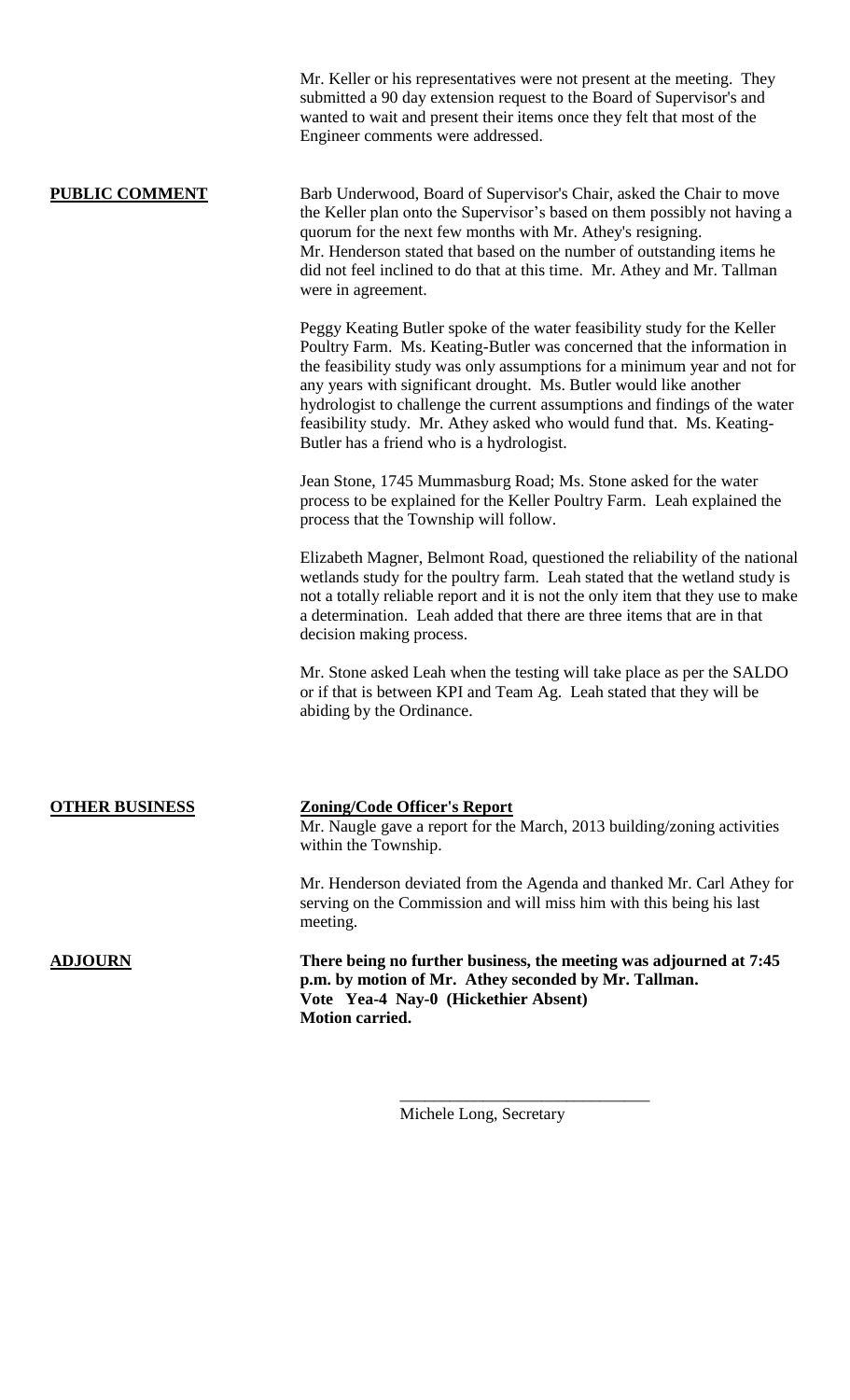Mr. Keller or his representatives were not present at the meeting. They submitted a 90 day extension request to the Board of Supervisor's and wanted to wait and present their items once they felt that most of the Engineer comments were addressed.

**PUBLIC COMMENT**

Barb Underwood, Board of Supervisor's Chair, asked the Chair to move the Keller plan onto the Supervisor's based on them possibly not having a quorum for the next few months with Mr. Athey's resigning.
Mr. Henderson stated that based on the number of outstanding items he did not feel inclined to do that at this time. Mr. Athey and Mr. Tallman were in agreement.

Peggy Keating Butler spoke of the water feasibility study for the Keller Poultry Farm. Ms. Keating-Butler was concerned that the information in the feasibility study was only assumptions for a minimum year and not for any years with significant drought. Ms. Butler would like another hydrologist to challenge the current assumptions and findings of the water feasibility study. Mr. Athey asked who would fund that. Ms. Keating-Butler has a friend who is a hydrologist.

Jean Stone, 1745 Mummasburg Road; Ms. Stone asked for the water process to be explained for the Keller Poultry Farm. Leah explained the process that the Township will follow.

Elizabeth Magner, Belmont Road, questioned the reliability of the national wetlands study for the poultry farm. Leah stated that the wetland study is not a totally reliable report and it is not the only item that they use to make a determination. Leah added that there are three items that are in that decision making process.

Mr. Stone asked Leah when the testing will take place as per the SALDO or if that is between KPI and Team Ag. Leah stated that they will be abiding by the Ordinance.

**OTHER BUSINESS**

**Zoning/Code Officer's Report**
Mr. Naugle gave a report for the March, 2013 building/zoning activities within the Township.

Mr. Henderson deviated from the Agenda and thanked Mr. Carl Athey for serving on the Commission and will miss him with this being his last meeting.

**ADJOURN**

**There being no further business, the meeting was adjourned at 7:45 p.m. by motion of Mr. Athey seconded by Mr. Tallman.**
**Vote Yea-4 Nay-0 (Hickethier Absent)**
**Motion carried.**

\_\_\_\_\_\_\_\_\_\_\_\_\_\_\_\_\_\_\_\_\_\_\_\_\_\_\_\_\_\_
Michele Long, Secretary